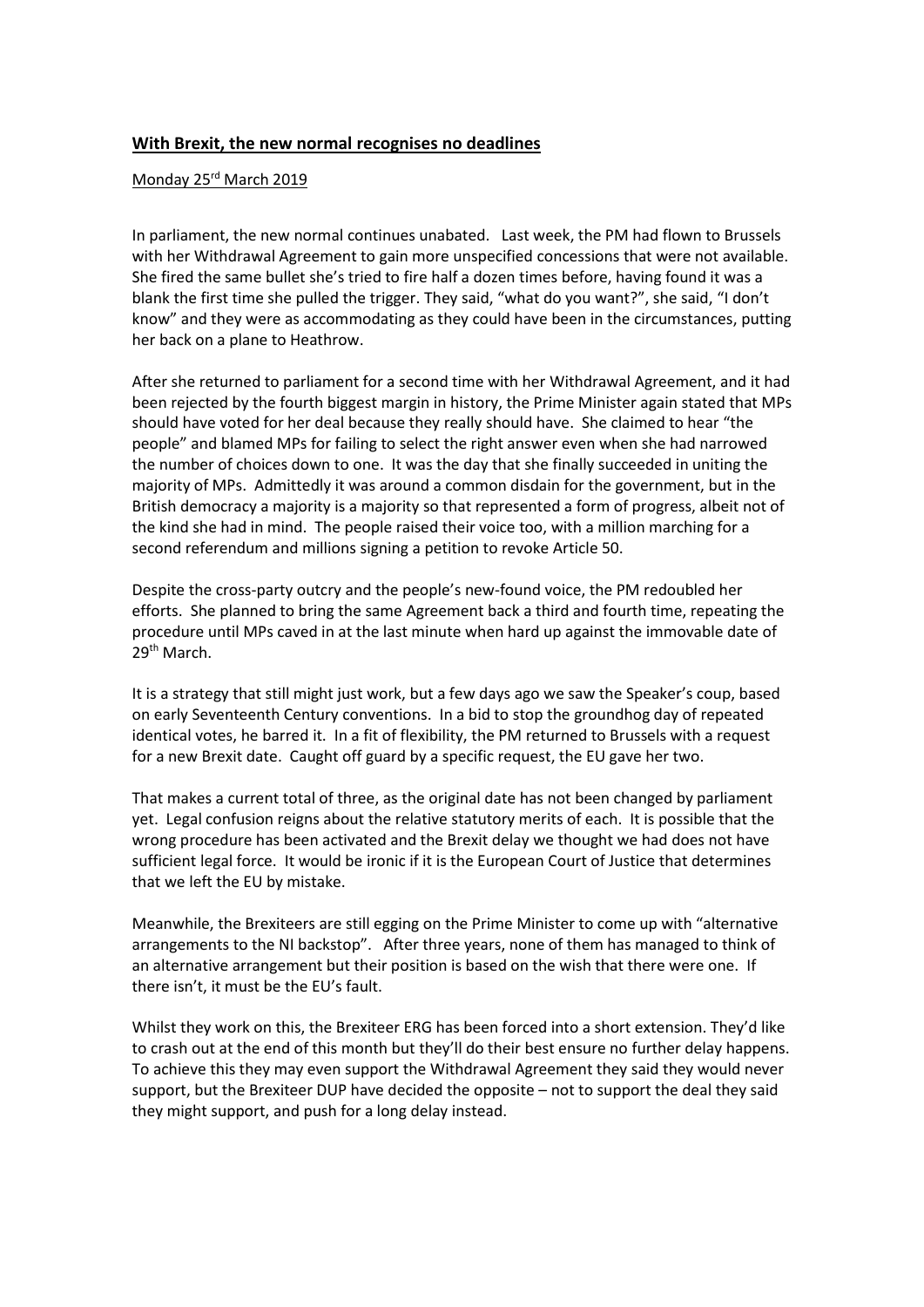**With Brexit, the new normal recognises no deadlines**

Monday 25rd March 2019

In parliament, the new normal continues unabated. Last week, the PM had flown to Brussels with her Withdrawal Agreement to gain more unspecified concessions that were not available. She fired the same bullet she's tried to fire half a dozen times before, having found it was a blank the first time she pulled the trigger. They said, "what do you want?", she said, "I don't know" and they were as accommodating as they could have been in the circumstances, putting her back on a plane to Heathrow.

After she returned to parliament for a second time with her Withdrawal Agreement, and it had been rejected by the fourth biggest margin in history, the Prime Minister again stated that MPs should have voted for her deal because they really should have. She claimed to hear "the people" and blamed MPs for failing to select the right answer even when she had narrowed the number of choices down to one. It was the day that she finally succeeded in uniting the majority of MPs. Admittedly it was around a common disdain for the government, but in the British democracy a majority is a majority so that represented a form of progress, albeit not of the kind she had in mind. The people raised their voice too, with a million marching for a second referendum and millions signing a petition to revoke Article 50.

Despite the cross-party outcry and the people's new-found voice, the PM redoubled her efforts. She planned to bring the same Agreement back a third and fourth time, repeating the procedure until MPs caved in at the last minute when hard up against the immovable date of 29th March.

It is a strategy that still might just work, but a few days ago we saw the Speaker's coup, based on early Seventeenth Century conventions. In a bid to stop the groundhog day of repeated identical votes, he barred it. In a fit of flexibility, the PM returned to Brussels with a request for a new Brexit date. Caught off guard by a specific request, the EU gave her two.

That makes a current total of three, as the original date has not been changed by parliament yet. Legal confusion reigns about the relative statutory merits of each. It is possible that the wrong procedure has been activated and the Brexit delay we thought we had does not have sufficient legal force. It would be ironic if it is the European Court of Justice that determines that we left the EU by mistake.

Meanwhile, the Brexiteers are still egging on the Prime Minister to come up with "alternative arrangements to the NI backstop". After three years, none of them has managed to think of an alternative arrangement but their position is based on the wish that there were one. If there isn't, it must be the EU's fault.

Whilst they work on this, the Brexiteer ERG has been forced into a short extension. They'd like to crash out at the end of this month but they'll do their best ensure no further delay happens. To achieve this they may even support the Withdrawal Agreement they said they would never support, but the Brexiteer DUP have decided the opposite – not to support the deal they said they might support, and push for a long delay instead.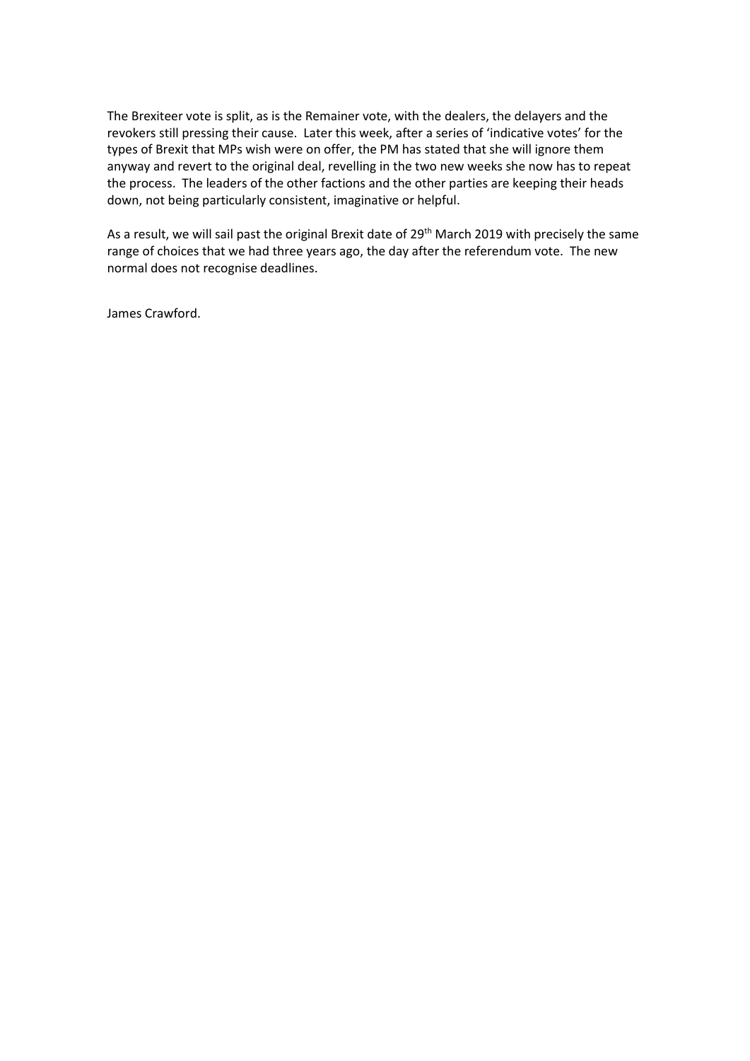The Brexiteer vote is split, as is the Remainer vote, with the dealers, the delayers and the revokers still pressing their cause. Later this week, after a series of 'indicative votes' for the types of Brexit that MPs wish were on offer, the PM has stated that she will ignore them anyway and revert to the original deal, revelling in the two new weeks she now has to repeat the process. The leaders of the other factions and the other parties are keeping their heads down, not being particularly consistent, imaginative or helpful.

As a result, we will sail past the original Brexit date of 29th March 2019 with precisely the same range of choices that we had three years ago, the day after the referendum vote. The new normal does not recognise deadlines.

James Crawford.